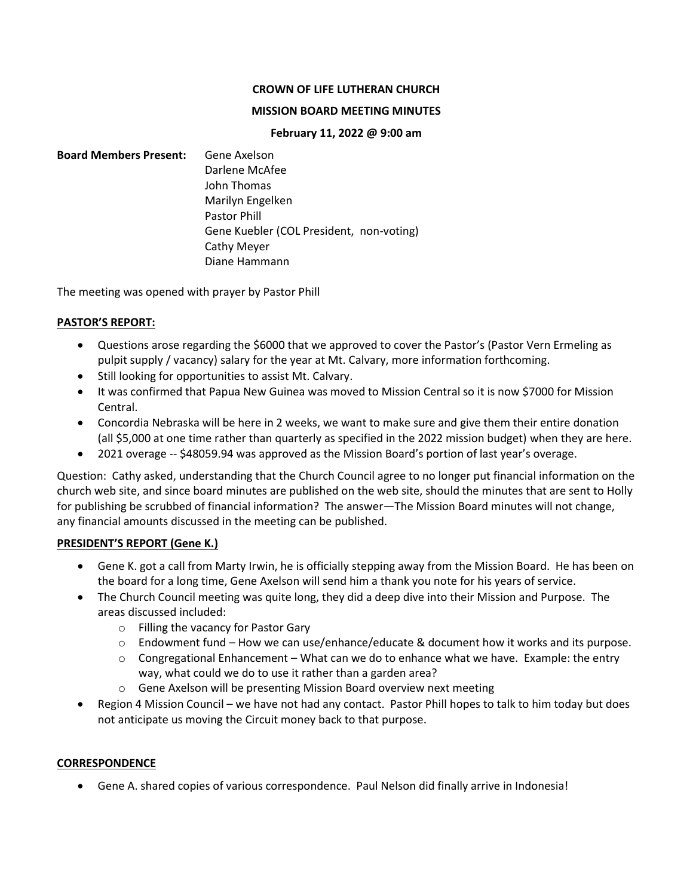**CROWN OF LIFE LUTHERAN CHURCH**

**MISSION BOARD MEETING MINUTES**

**February 11, 2022 @ 9:00 am**

**Board Members Present:** Gene Axelson
Darlene McAfee
John Thomas
Marilyn Engelken
Pastor Phill
Gene Kuebler (COL President, non-voting)
Cathy Meyer
Diane Hammann

The meeting was opened with prayer by Pastor Phill

## PASTOR'S REPORT:

- Questions arose regarding the $6000 that we approved to cover the Pastor's (Pastor Vern Ermeling as pulpit supply / vacancy) salary for the year at Mt. Calvary, more information forthcoming.
- Still looking for opportunities to assist Mt. Calvary.
- It was confirmed that Papua New Guinea was moved to Mission Central so it is now $7000 for Mission Central.
- Concordia Nebraska will be here in 2 weeks, we want to make sure and give them their entire donation (all $5,000 at one time rather than quarterly as specified in the 2022 mission budget) when they are here.
- 2021 overage -- $48059.94 was approved as the Mission Board's portion of last year's overage.

Question: Cathy asked, understanding that the Church Council agree to no longer put financial information on the church web site, and since board minutes are published on the web site, should the minutes that are sent to Holly for publishing be scrubbed of financial information? The answer—The Mission Board minutes will not change, any financial amounts discussed in the meeting can be published.

## PRESIDENT'S REPORT (Gene K.)

- Gene K. got a call from Marty Irwin, he is officially stepping away from the Mission Board. He has been on the board for a long time, Gene Axelson will send him a thank you note for his years of service.
- The Church Council meeting was quite long, they did a deep dive into their Mission and Purpose. The areas discussed included:
  - Filling the vacancy for Pastor Gary
  - Endowment fund – How we can use/enhance/educate & document how it works and its purpose.
  - Congregational Enhancement – What can we do to enhance what we have. Example: the entry way, what could we do to use it rather than a garden area?
  - Gene Axelson will be presenting Mission Board overview next meeting
- Region 4 Mission Council – we have not had any contact. Pastor Phill hopes to talk to him today but does not anticipate us moving the Circuit money back to that purpose.

## CORRESPONDENCE

- Gene A. shared copies of various correspondence. Paul Nelson did finally arrive in Indonesia!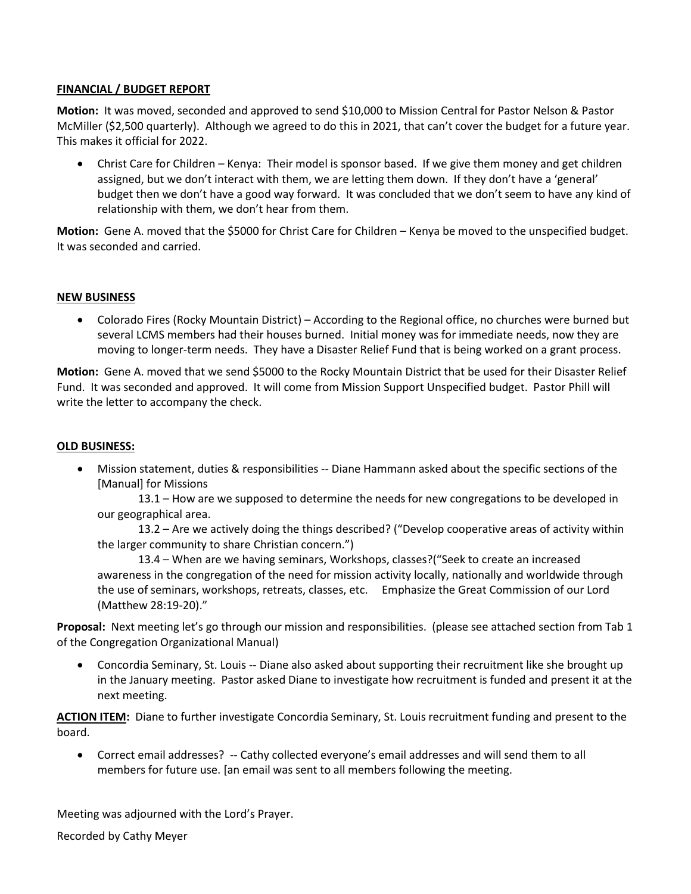**FINANCIAL / BUDGET REPORT**

**Motion:** It was moved, seconded and approved to send $10,000 to Mission Central for Pastor Nelson & Pastor McMiller ($2,500 quarterly). Although we agreed to do this in 2021, that can't cover the budget for a future year. This makes it official for 2022.

- Christ Care for Children – Kenya: Their model is sponsor based. If we give them money and get children assigned, but we don't interact with them, we are letting them down. If they don't have a 'general' budget then we don't have a good way forward. It was concluded that we don't seem to have any kind of relationship with them, we don't hear from them.

**Motion:** Gene A. moved that the $5000 for Christ Care for Children – Kenya be moved to the unspecified budget. It was seconded and carried.

**NEW BUSINESS**

- Colorado Fires (Rocky Mountain District) – According to the Regional office, no churches were burned but several LCMS members had their houses burned. Initial money was for immediate needs, now they are moving to longer-term needs. They have a Disaster Relief Fund that is being worked on a grant process.

**Motion:** Gene A. moved that we send $5000 to the Rocky Mountain District that be used for their Disaster Relief Fund. It was seconded and approved. It will come from Mission Support Unspecified budget. Pastor Phill will write the letter to accompany the check.

**OLD BUSINESS:**

- Mission statement, duties & responsibilities -- Diane Hammann asked about the specific sections of the [Manual] for Missions

    13.1 – How are we supposed to determine the needs for new congregations to be developed in our geographical area.

    13.2 – Are we actively doing the things described? ("Develop cooperative areas of activity within the larger community to share Christian concern.")

    13.4 – When are we having seminars, Workshops, classes?("Seek to create an increased awareness in the congregation of the need for mission activity locally, nationally and worldwide through the use of seminars, workshops, retreats, classes, etc. Emphasize the Great Commission of our Lord (Matthew 28:19-20)."

**Proposal:** Next meeting let's go through our mission and responsibilities. (please see attached section from Tab 1 of the Congregation Organizational Manual)

- Concordia Seminary, St. Louis -- Diane also asked about supporting their recruitment like she brought up in the January meeting. Pastor asked Diane to investigate how recruitment is funded and present it at the next meeting.

**ACTION ITEM:** Diane to further investigate Concordia Seminary, St. Louis recruitment funding and present to the board.

- Correct email addresses? -- Cathy collected everyone's email addresses and will send them to all members for future use. [an email was sent to all members following the meeting.

Meeting was adjourned with the Lord's Prayer.

Recorded by Cathy Meyer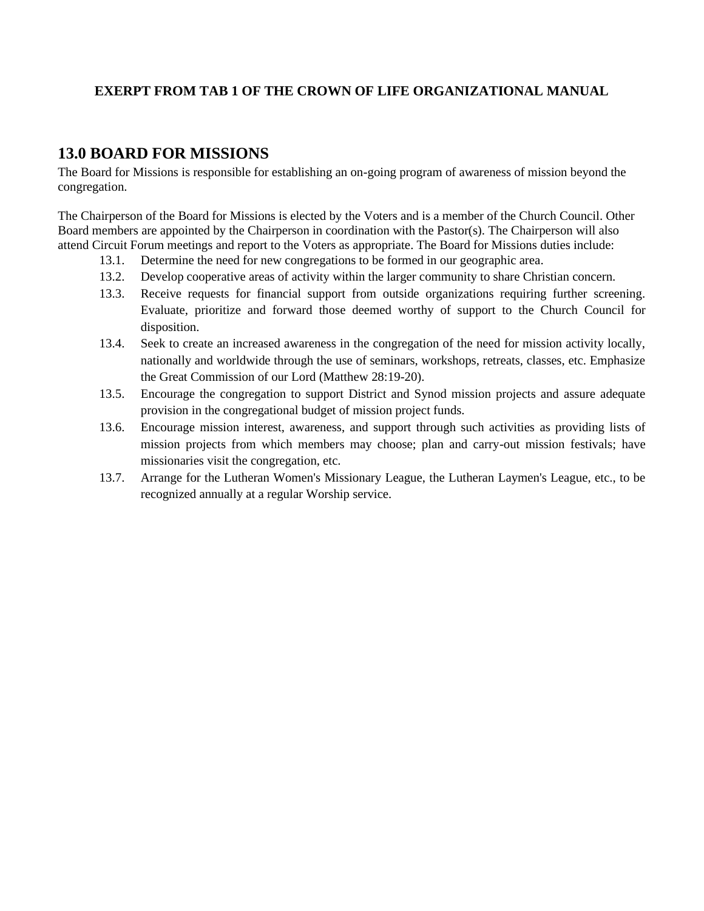**EXERPT FROM TAB 1 OF THE CROWN OF LIFE ORGANIZATIONAL MANUAL**

## 13.0 BOARD FOR MISSIONS

The Board for Missions is responsible for establishing an on-going program of awareness of mission beyond the congregation.

The Chairperson of the Board for Missions is elected by the Voters and is a member of the Church Council. Other Board members are appointed by the Chairperson in coordination with the Pastor(s). The Chairperson will also attend Circuit Forum meetings and report to the Voters as appropriate. The Board for Missions duties include:

- 13.1. Determine the need for new congregations to be formed in our geographic area.
- 13.2. Develop cooperative areas of activity within the larger community to share Christian concern.
- 13.3. Receive requests for financial support from outside organizations requiring further screening. Evaluate, prioritize and forward those deemed worthy of support to the Church Council for disposition.
- 13.4. Seek to create an increased awareness in the congregation of the need for mission activity locally, nationally and worldwide through the use of seminars, workshops, retreats, classes, etc. Emphasize the Great Commission of our Lord (Matthew 28:19-20).
- 13.5. Encourage the congregation to support District and Synod mission projects and assure adequate provision in the congregational budget of mission project funds.
- 13.6. Encourage mission interest, awareness, and support through such activities as providing lists of mission projects from which members may choose; plan and carry-out mission festivals; have missionaries visit the congregation, etc.
- 13.7. Arrange for the Lutheran Women's Missionary League, the Lutheran Laymen's League, etc., to be recognized annually at a regular Worship service.